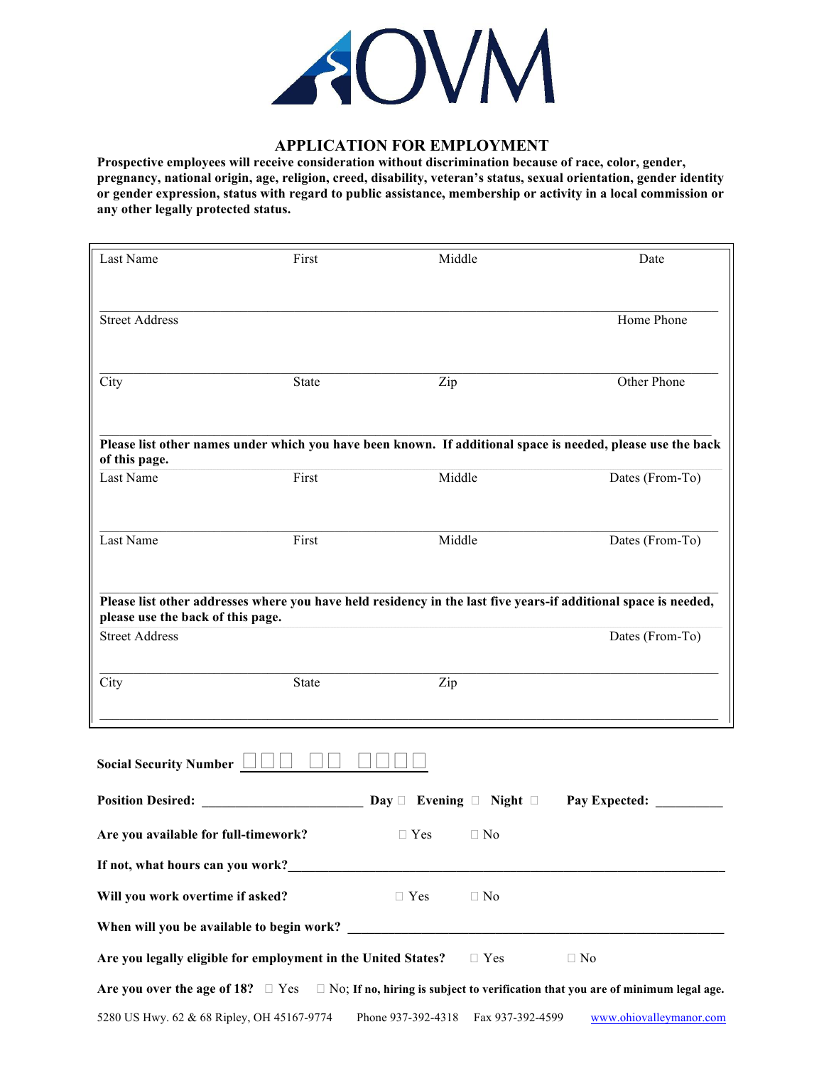OVM

# APPLICATION FOR EMPLOYMENT

**Prospective employees will receive consideration without discrimination because of race, color, gender, pregnancy, national origin, age, religion, creed, disability, veteran's status, sexual orientation, gender identity or gender expression, status with regard to public assistance, membership or activity in a local commission or any other legally protected status.**

| Last Name | First | Middle | Date |
|---|---|---|---|
| | | | |
| Street Address | | | Home Phone |
| | | | |
| City | State | Zip | Other Phone |
| | | | |

**Please list other names under which you have been known. If additional space is needed, please use the back of this page.**

| Last Name | First | Middle | Dates (From-To) |
|---|---|---|---|
| | | | |
| Last Name | First | Middle | Dates (From-To) |
| | | | |

**Please list other addresses where you have held residency in the last five years-if additional space is needed, please use the back of this page.**

| Street Address | | | Dates (From-To) |
|---|---|---|---|
| | | | |
| City | State | Zip | |
| | | | |

**Social Security Number** ☐☐☐ ☐☐ ☐☐☐☐

**Position Desired:** ________________________ **Day** ☐ **Evening** ☐ **Night** ☐ **Pay Expected:** __________

**Are you available for full-timework?** ☐ Yes ☐ No

**If not, what hours can you work?**_______________________________________________________________

**Will you work overtime if asked?** ☐ Yes ☐ No

**When will you be available to begin work?** ________________________________________________________

**Are you legally eligible for employment in the United States?** ☐ Yes ☐ No

**Are you over the age of 18?** ☐ Yes ☐ No; **If no, hiring is subject to verification that you are of minimum legal age.**

5280 US Hwy. 62 & 68 Ripley, OH 45167-9774 Phone 937-392-4318 Fax 937-392-4599 www.ohiovalleymanor.com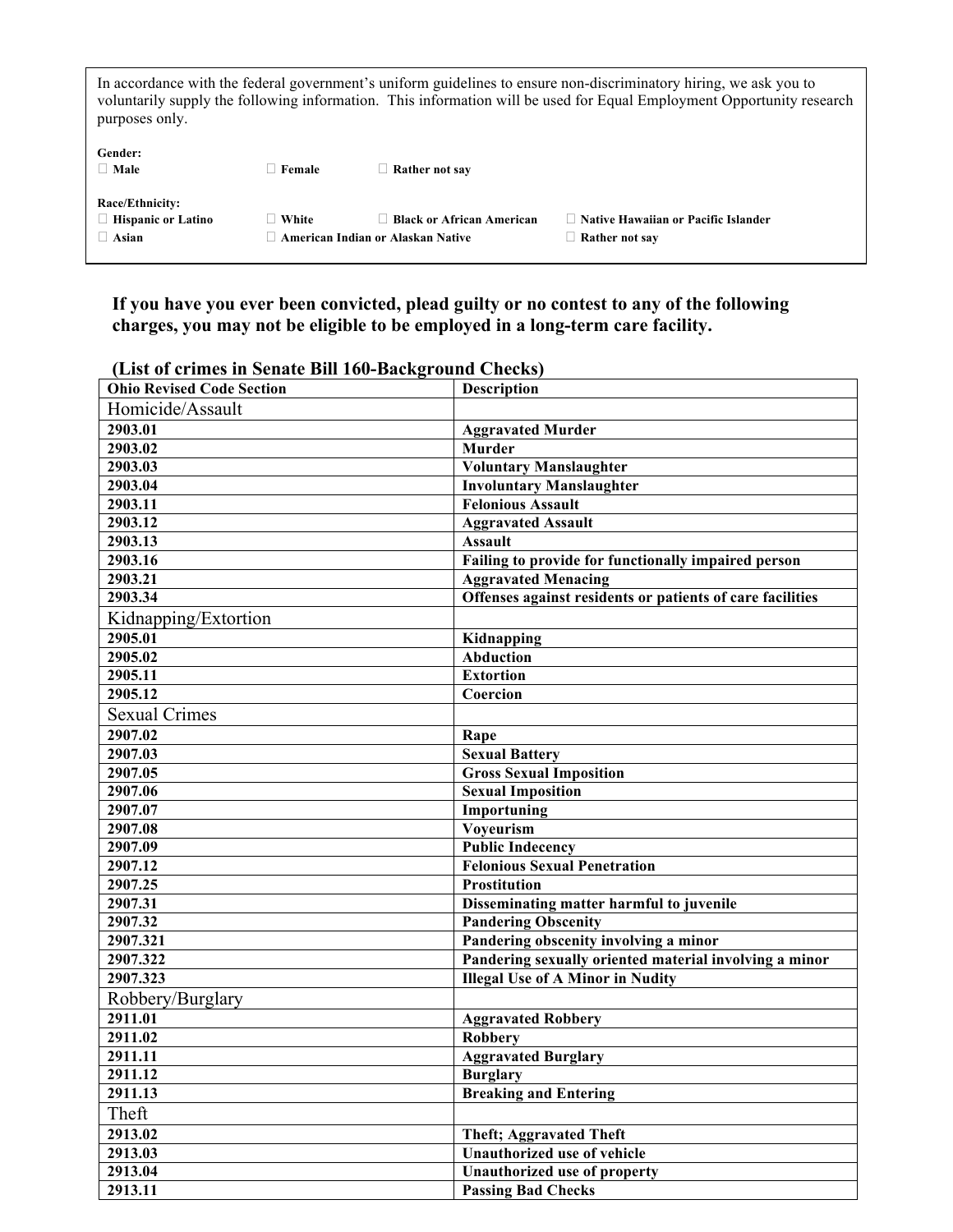In accordance with the federal government's uniform guidelines to ensure non-discriminatory hiring, we ask you to voluntarily supply the following information. This information will be used for Equal Employment Opportunity research purposes only.

**Gender:**
☐ **Male** ☐ **Female** ☐ **Rather not say**

**Race/Ethnicity:**
☐ **Hispanic or Latino** ☐ **White** ☐ **Black or African American** ☐ **Native Hawaiian or Pacific Islander**
☐ **Asian** ☐ **American Indian or Alaskan Native** ☐ **Rather not say**

**If you have you ever been convicted, plead guilty or no contest to any of the following charges, you may not be eligible to be employed in a long-term care facility.**

**(List of crimes in Senate Bill 160-Background Checks)**

| Ohio Revised Code Section | Description |
|---|---|
| Homicide/Assault | |
| **2903.01** | **Aggravated Murder** |
| **2903.02** | **Murder** |
| **2903.03** | **Voluntary Manslaughter** |
| **2903.04** | **Involuntary Manslaughter** |
| **2903.11** | **Felonious Assault** |
| **2903.12** | **Aggravated Assault** |
| **2903.13** | **Assault** |
| **2903.16** | **Failing to provide for functionally impaired person** |
| **2903.21** | **Aggravated Menacing** |
| **2903.34** | **Offenses against residents or patients of care facilities** |
| Kidnapping/Extortion | |
| **2905.01** | **Kidnapping** |
| **2905.02** | **Abduction** |
| **2905.11** | **Extortion** |
| **2905.12** | **Coercion** |
| Sexual Crimes | |
| **2907.02** | **Rape** |
| **2907.03** | **Sexual Battery** |
| **2907.05** | **Gross Sexual Imposition** |
| **2907.06** | **Sexual Imposition** |
| **2907.07** | **Importuning** |
| **2907.08** | **Voyeurism** |
| **2907.09** | **Public Indecency** |
| **2907.12** | **Felonious Sexual Penetration** |
| **2907.25** | **Prostitution** |
| **2907.31** | **Disseminating matter harmful to juvenile** |
| **2907.32** | **Pandering Obscenity** |
| **2907.321** | **Pandering obscenity involving a minor** |
| **2907.322** | **Pandering sexually oriented material involving a minor** |
| **2907.323** | **Illegal Use of A Minor in Nudity** |
| Robbery/Burglary | |
| **2911.01** | **Aggravated Robbery** |
| **2911.02** | **Robbery** |
| **2911.11** | **Aggravated Burglary** |
| **2911.12** | **Burglary** |
| **2911.13** | **Breaking and Entering** |
| Theft | |
| **2913.02** | **Theft; Aggravated Theft** |
| **2913.03** | **Unauthorized use of vehicle** |
| **2913.04** | **Unauthorized use of property** |
| **2913.11** | **Passing Bad Checks** |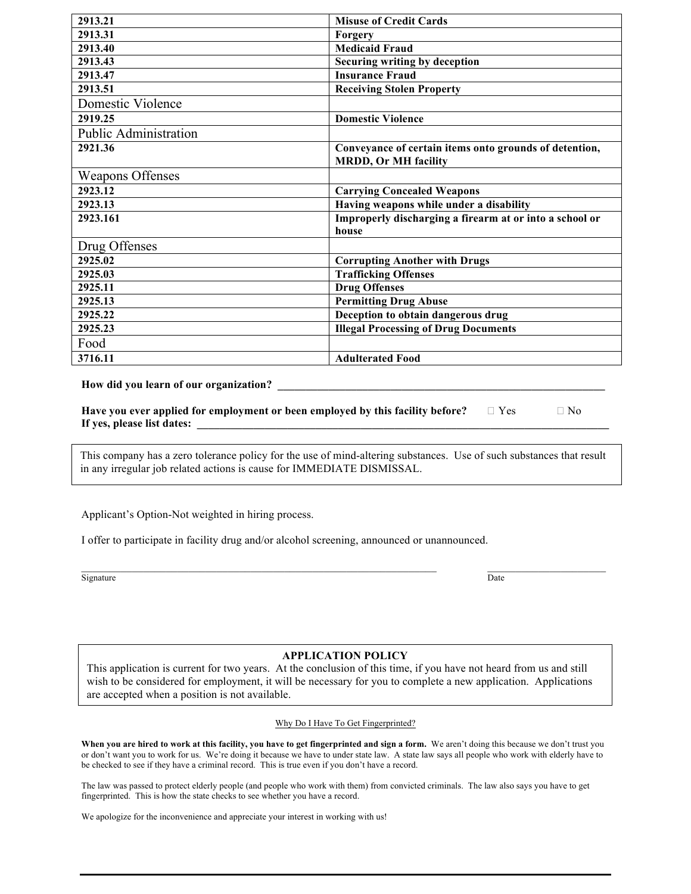| | |
|---|---|
| **2913.21** | **Misuse of Credit Cards** |
| **2913.31** | **Forgery** |
| **2913.40** | **Medicaid Fraud** |
| **2913.43** | **Securing writing by deception** |
| **2913.47** | **Insurance Fraud** |
| **2913.51** | **Receiving Stolen Property** |
| Domestic Violence | |
| **2919.25** | **Domestic Violence** |
| Public Administration | |
| **2921.36** | **Conveyance of certain items onto grounds of detention, MRDD, Or MH facility** |
| Weapons Offenses | |
| **2923.12** | **Carrying Concealed Weapons** |
| **2923.13** | **Having weapons while under a disability** |
| **2923.161** | **Improperly discharging a firearm at or into a school or house** |
| Drug Offenses | |
| **2925.02** | **Corrupting Another with Drugs** |
| **2925.03** | **Trafficking Offenses** |
| **2925.11** | **Drug Offenses** |
| **2925.13** | **Permitting Drug Abuse** |
| **2925.22** | **Deception to obtain dangerous drug** |
| **2925.23** | **Illegal Processing of Drug Documents** |
| Food | |
| **3716.11** | **Adulterated Food** |

**How did you learn of our organization?** ____________________________________________________________

**Have you ever applied for employment or been employed by this facility before?** ☐ Yes ☐ No
**If yes, please list dates:** ____________________________________________________________

This company has a zero tolerance policy for the use of mind-altering substances. Use of such substances that result in any irregular job related actions is cause for IMMEDIATE DISMISSAL.

Applicant's Option-Not weighted in hiring process.

I offer to participate in facility drug and/or alcohol screening, announced or unannounced.

____________________________________________________________ ______________________
Signature Date

**APPLICATION POLICY**

This application is current for two years. At the conclusion of this time, if you have not heard from us and still wish to be considered for employment, it will be necessary for you to complete a new application. Applications are accepted when a position is not available.

Why Do I Have To Get Fingerprinted?

**When you are hired to work at this facility, you have to get fingerprinted and sign a form.** We aren't doing this because we don't trust you or don't want you to work for us. We're doing it because we have to under state law. A state law says all people who work with elderly have to be checked to see if they have a criminal record. This is true even if you don't have a record.

The law was passed to protect elderly people (and people who work with them) from convicted criminals. The law also says you have to get fingerprinted. This is how the state checks to see whether you have a record.

We apologize for the inconvenience and appreciate your interest in working with us!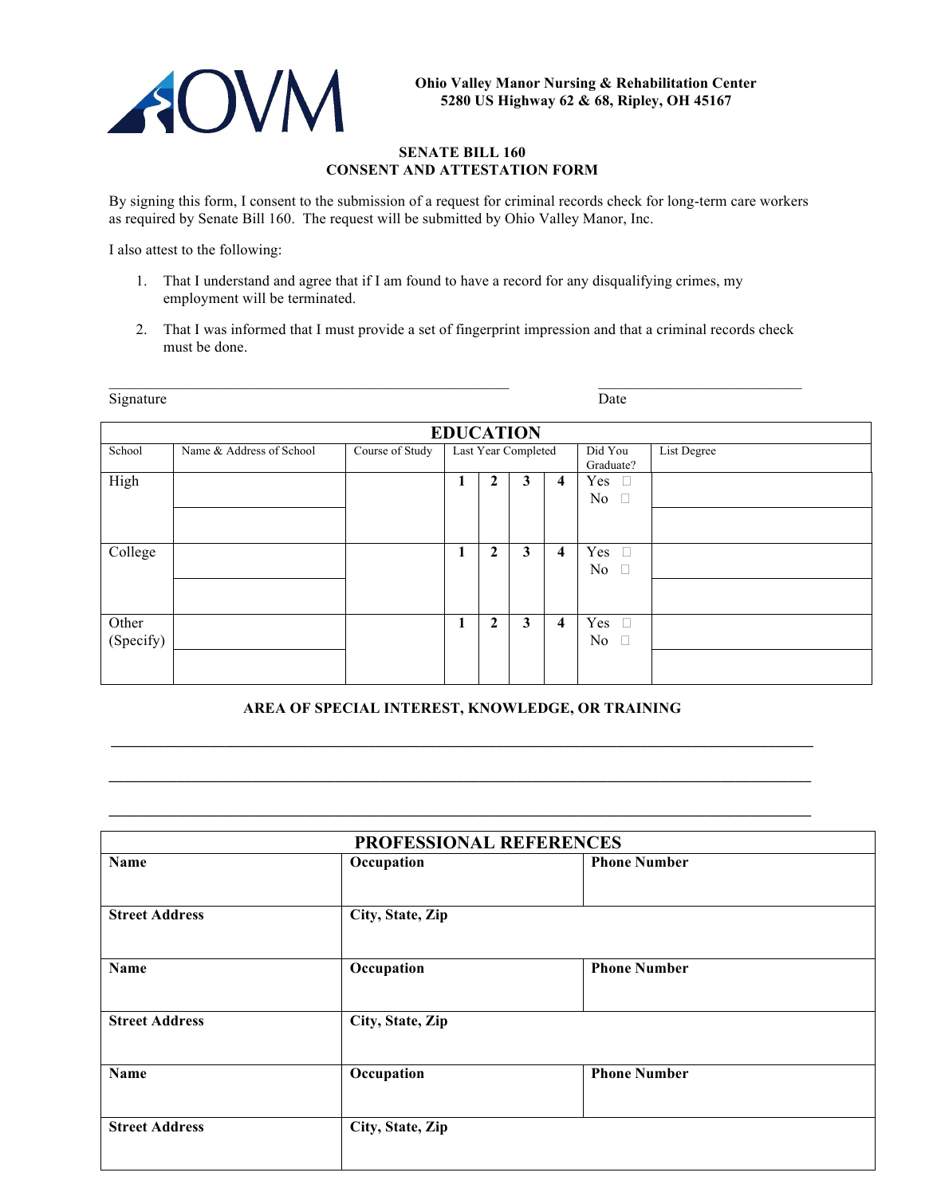Ohio Valley Manor Nursing & Rehabilitation Center
5280 US Highway 62 & 68, Ripley, OH 45167

## SENATE BILL 160
## CONSENT AND ATTESTATION FORM

By signing this form, I consent to the submission of a request for criminal records check for long-term care workers as required by Senate Bill 160. The request will be submitted by Ohio Valley Manor, Inc.

I also attest to the following:

1. That I understand and agree that if I am found to have a record for any disqualifying crimes, my employment will be terminated.
2. That I was informed that I must provide a set of fingerprint impression and that a criminal records check must be done.

\_\_\_\_\_\_\_\_\_\_\_\_\_\_\_\_\_\_\_\_\_\_\_\_\_\_\_\_\_\_\_\_\_\_\_\_\_\_\_\_\_\_\_\_ \_\_\_\_\_\_\_\_\_\_\_\_\_\_\_\_\_\_\_\_\_\_\_\_

Signature Date

## EDUCATION

| School | Name & Address of School | Course of Study | Last Year Completed | | | | Did You Graduate? | List Degree |
|---|---|---|---|---|---|---|---|---|
| High | | | 1 | 2 | 3 | 4 | Yes ☐ No ☐ | |
| College | | | 1 | 2 | 3 | 4 | Yes ☐ No ☐ | |
| Other (Specify) | | | 1 | 2 | 3 | 4 | Yes ☐ No ☐ | |

### AREA OF SPECIAL INTEREST, KNOWLEDGE, OR TRAINING

\_\_\_\_\_\_\_\_\_\_\_\_\_\_\_\_\_\_\_\_\_\_\_\_\_\_\_\_\_\_\_\_\_\_\_\_\_\_\_\_\_\_\_\_\_\_\_\_\_\_\_\_\_\_\_\_\_\_\_\_\_\_\_\_\_\_\_\_\_\_

\_\_\_\_\_\_\_\_\_\_\_\_\_\_\_\_\_\_\_\_\_\_\_\_\_\_\_\_\_\_\_\_\_\_\_\_\_\_\_\_\_\_\_\_\_\_\_\_\_\_\_\_\_\_\_\_\_\_\_\_\_\_\_\_\_\_\_\_\_\_

\_\_\_\_\_\_\_\_\_\_\_\_\_\_\_\_\_\_\_\_\_\_\_\_\_\_\_\_\_\_\_\_\_\_\_\_\_\_\_\_\_\_\_\_\_\_\_\_\_\_\_\_\_\_\_\_\_\_\_\_\_\_\_\_\_\_\_\_\_\_

## PROFESSIONAL REFERENCES

| | | |
|---|---|---|
| **Name** | **Occupation** | **Phone Number** |
| **Street Address** | **City, State, Zip** | |
| **Name** | **Occupation** | **Phone Number** |
| **Street Address** | **City, State, Zip** | |
| **Name** | **Occupation** | **Phone Number** |
| **Street Address** | **City, State, Zip** | |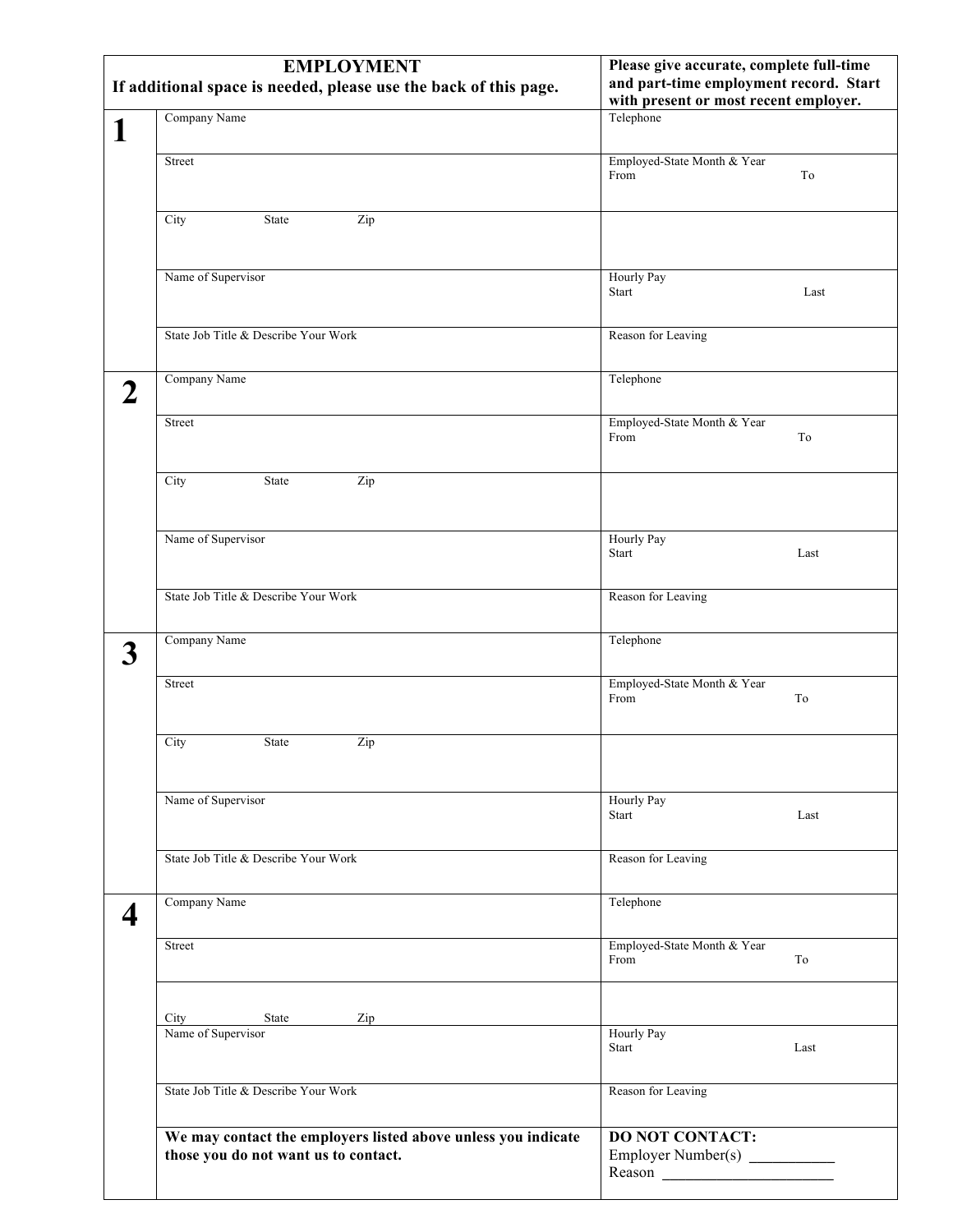| EMPLOYMENT<br>If additional space is needed, please use the back of this page. | | Please give accurate, complete full-time and part-time employment record. Start with present or most recent employer. |
|---|---|---|
| **1** | Company Name | Telephone |
| | Street | Employed-State Month & Year<br>From To |
| | City State Zip | |
| | Name of Supervisor | Hourly Pay<br>Start Last |
| | State Job Title & Describe Your Work | Reason for Leaving |
| **2** | Company Name | Telephone |
| | Street | Employed-State Month & Year<br>From To |
| | City State Zip | |
| | Name of Supervisor | Hourly Pay<br>Start Last |
| | State Job Title & Describe Your Work | Reason for Leaving |
| **3** | Company Name | Telephone |
| | Street | Employed-State Month & Year<br>From To |
| | City State Zip | |
| | Name of Supervisor | Hourly Pay<br>Start Last |
| | State Job Title & Describe Your Work | Reason for Leaving |
| **4** | Company Name | Telephone |
| | Street | Employed-State Month & Year<br>From To |
| | City State Zip | |
| | Name of Supervisor | Hourly Pay<br>Start Last |
| | State Job Title & Describe Your Work | Reason for Leaving |
| | **We may contact the employers listed above unless you indicate those you do not want us to contact.** | **DO NOT CONTACT:**<br>Employer Number(s) ___________<br>Reason ______________________ |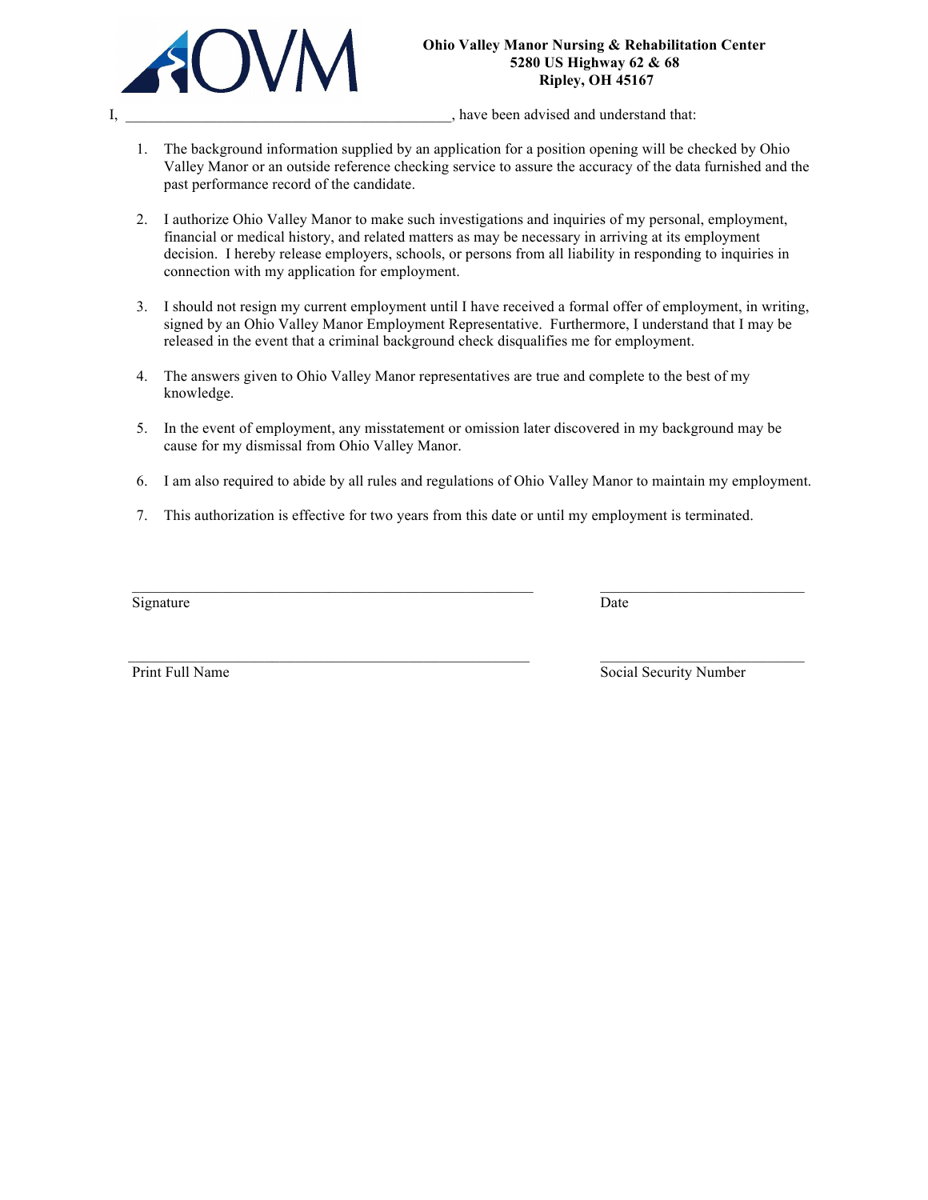**Ohio Valley Manor Nursing & Rehabilitation Center**
**5280 US Highway 62 & 68**
**Ripley, OH 45167**

I, ___________________________________________, have been advised and understand that:

1. The background information supplied by an application for a position opening will be checked by Ohio Valley Manor or an outside reference checking service to assure the accuracy of the data furnished and the past performance record of the candidate.

2. I authorize Ohio Valley Manor to make such investigations and inquiries of my personal, employment, financial or medical history, and related matters as may be necessary in arriving at its employment decision. I hereby release employers, schools, or persons from all liability in responding to inquiries in connection with my application for employment.

3. I should not resign my current employment until I have received a formal offer of employment, in writing, signed by an Ohio Valley Manor Employment Representative. Furthermore, I understand that I may be released in the event that a criminal background check disqualifies me for employment.

4. The answers given to Ohio Valley Manor representatives are true and complete to the best of my knowledge.

5. In the event of employment, any misstatement or omission later discovered in my background may be cause for my dismissal from Ohio Valley Manor.

6. I am also required to abide by all rules and regulations of Ohio Valley Manor to maintain my employment.

7. This authorization is effective for two years from this date or until my employment is terminated.

_____________________________________________ &nbsp;&nbsp;&nbsp;&nbsp; __________________________
Signature &nbsp;&nbsp;&nbsp;&nbsp; Date

_____________________________________________ &nbsp;&nbsp;&nbsp;&nbsp; __________________________
Print Full Name &nbsp;&nbsp;&nbsp;&nbsp; Social Security Number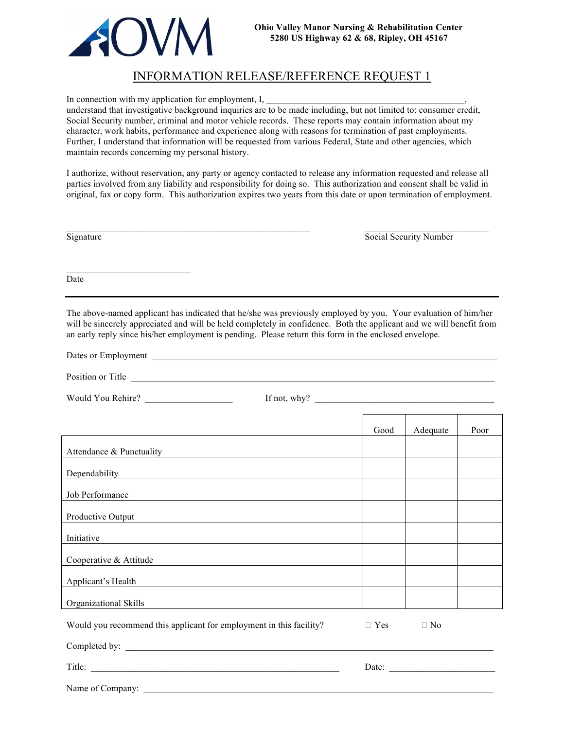**Ohio Valley Manor Nursing & Rehabilitation Center**
**5280 US Highway 62 & 68, Ripley, OH 45167**

# INFORMATION RELEASE/REFERENCE REQUEST 1

In connection with my application for employment, I, ___________________________________________, understand that investigative background inquiries are to be made including, but not limited to: consumer credit, Social Security number, criminal and motor vehicle records. These reports may contain information about my character, work habits, performance and experience along with reasons for termination of past employments. Further, I understand that information will be requested from various Federal, State and other agencies, which maintain records concerning my personal history.

I authorize, without reservation, any party or agency contacted to release any information requested and release all parties involved from any liability and responsibility for doing so. This authorization and consent shall be valid in original, fax or copy form. This authorization expires two years from this date or upon termination of employment.

_____________________________________________________ Signature

___________________________ Social Security Number

___________________________ Date

---

The above-named applicant has indicated that he/she was previously employed by you. Your evaluation of him/her will be sincerely appreciated and will be held completely in confidence. Both the applicant and we will benefit from an early reply since his/her employment is pending. Please return this form in the enclosed envelope.

Dates or Employment ___________________________________________________________________________

Position or Title ______________________________________________________________________________

Would You Rehire? __________________ If not, why? _______________________________________

| | Good | Adequate | Poor |
|---|---|---|---|
| Attendance & Punctuality | | | |
| Dependability | | | |
| Job Performance | | | |
| Productive Output | | | |
| Initiative | | | |
| Cooperative & Attitude | | | |
| Applicant's Health | | | |
| Organizational Skills | | | |

Would you recommend this applicant for employment in this facility? ☐ Yes ☐ No

Completed by: ________________________________________________________________________________

Title: ____________________________________________________ Date: ______________________

Name of Company: ____________________________________________________________________________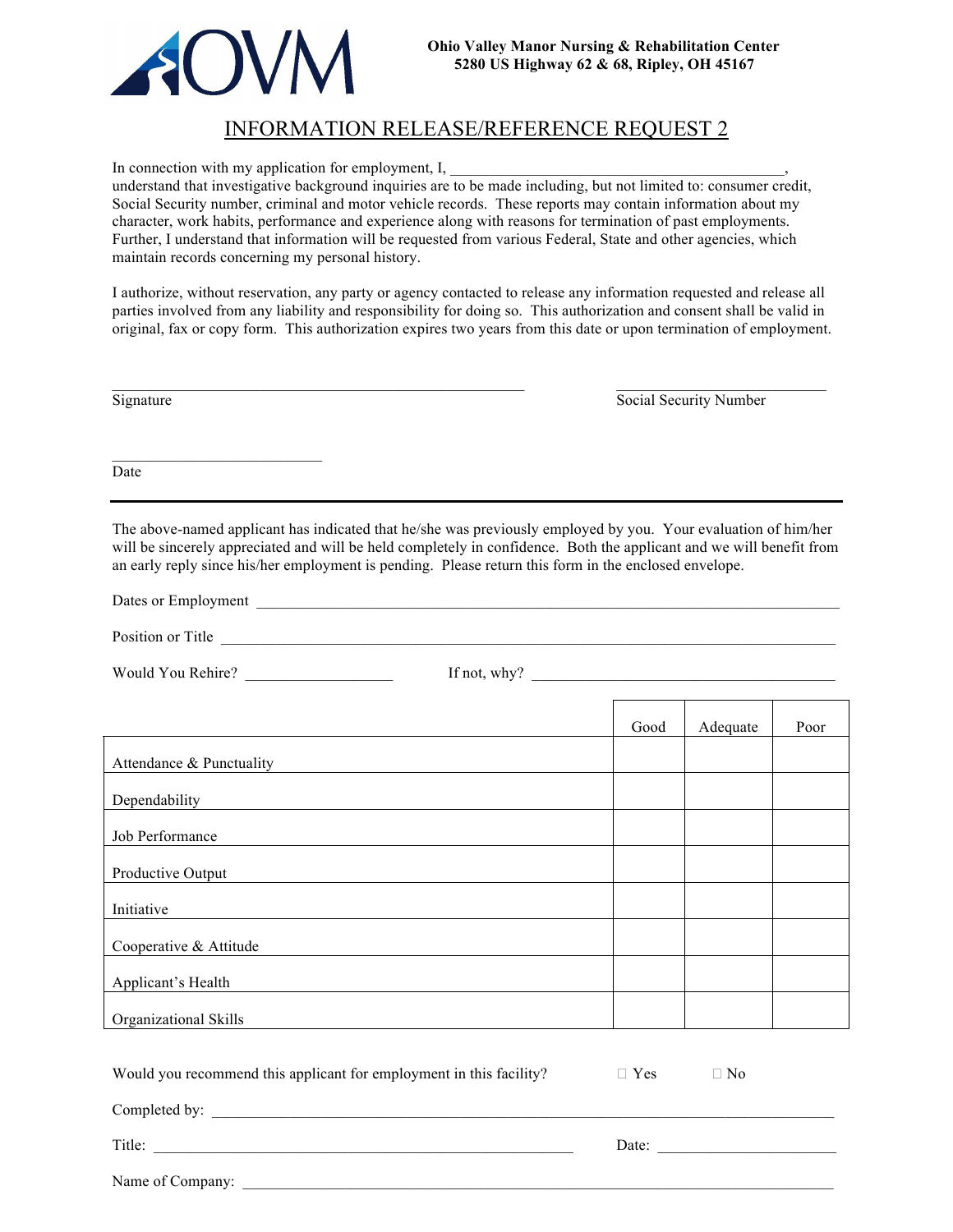**Ohio Valley Manor Nursing & Rehabilitation Center**
**5280 US Highway 62 & 68, Ripley, OH 45167**

# INFORMATION RELEASE/REFERENCE REQUEST 2

In connection with my application for employment, I, ___________________________________________, understand that investigative background inquiries are to be made including, but not limited to: consumer credit, Social Security number, criminal and motor vehicle records. These reports may contain information about my character, work habits, performance and experience along with reasons for termination of past employments. Further, I understand that information will be requested from various Federal, State and other agencies, which maintain records concerning my personal history.

I authorize, without reservation, any party or agency contacted to release any information requested and release all parties involved from any liability and responsibility for doing so. This authorization and consent shall be valid in original, fax or copy form. This authorization expires two years from this date or upon termination of employment.

_____________________________________________________ Signature

___________________________ Social Security Number

___________________________ Date

---

The above-named applicant has indicated that he/she was previously employed by you. Your evaluation of him/her will be sincerely appreciated and will be held completely in confidence. Both the applicant and we will benefit from an early reply since his/her employment is pending. Please return this form in the enclosed envelope.

Dates or Employment ___________________________________________________________________________

Position or Title ______________________________________________________________________________

Would You Rehire? ___________________ If not, why? ________________________________________

| | Good | Adequate | Poor |
|---|---|---|---|
| Attendance & Punctuality | | | |
| Dependability | | | |
| Job Performance | | | |
| Productive Output | | | |
| Initiative | | | |
| Cooperative & Attitude | | | |
| Applicant's Health | | | |
| Organizational Skills | | | |

Would you recommend this applicant for employment in this facility? ☐ Yes ☐ No

Completed by: _________________________________________________________________________________

Title: ______________________________________________________ Date: _______________________

Name of Company: _____________________________________________________________________________